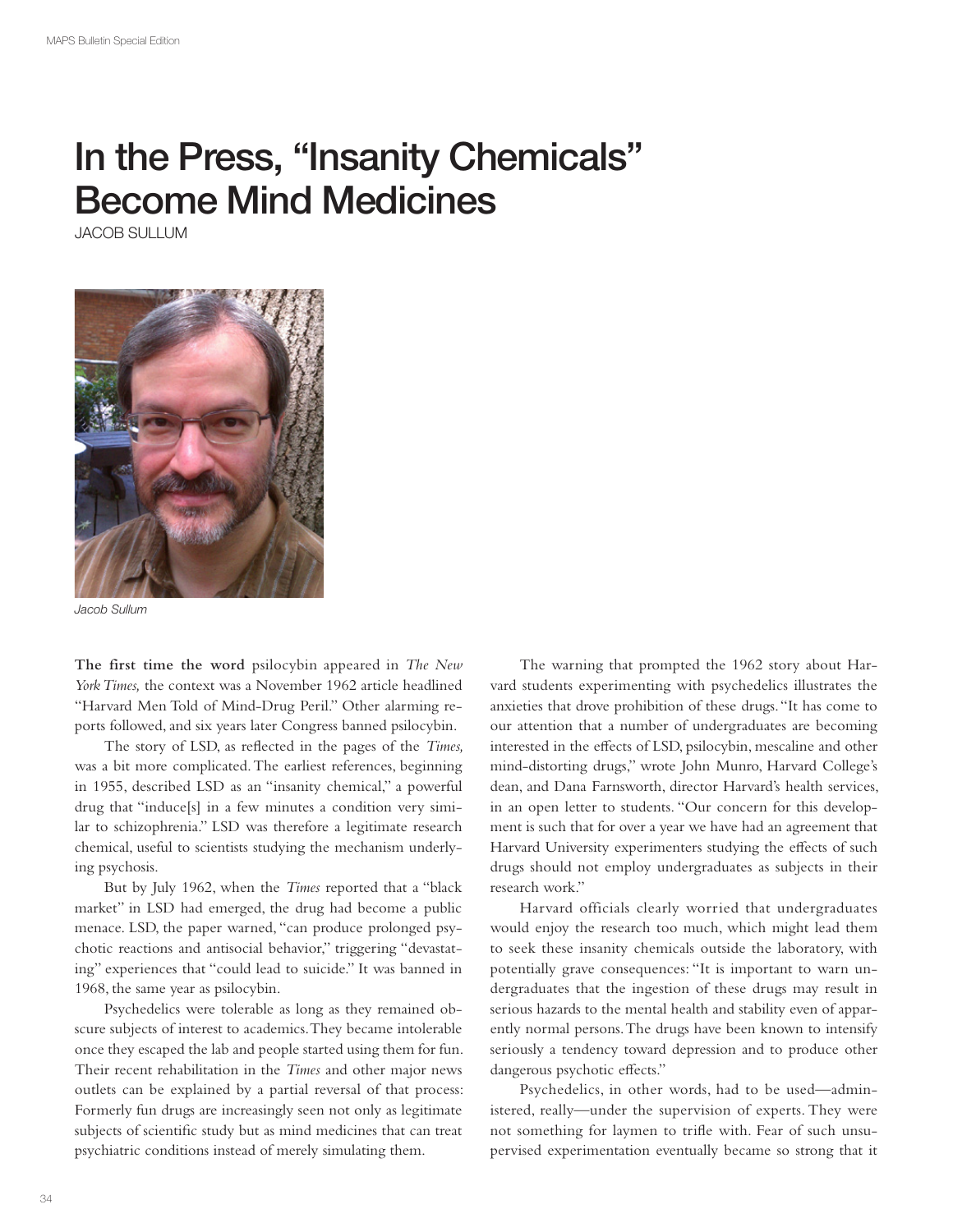# In the Press, "Insanity Chemicals" Become Mind Medicines

JACOB SULLUM

*Jacob Sullum*

**The first time the word** psilocybin appeared in *The New York Times,* the context was a November 1962 article headlined "Harvard Men Told of Mind-Drug Peril." Other alarming reports followed, and six years later Congress banned psilocybin.

The story of LSD, as reflected in the pages of the *Times,* was a bit more complicated. The earliest references, beginning in 1955, described LSD as an "insanity chemical," a powerful drug that "induce[s] in a few minutes a condition very similar to schizophrenia." LSD was therefore a legitimate research chemical, useful to scientists studying the mechanism underlying psychosis.

But by July 1962, when the *Times* reported that a "black market" in LSD had emerged, the drug had become a public menace. LSD, the paper warned, "can produce prolonged psychotic reactions and antisocial behavior," triggering "devastating" experiences that "could lead to suicide." It was banned in 1968, the same year as psilocybin.

Psychedelics were tolerable as long as they remained obscure subjects of interest to academics. They became intolerable once they escaped the lab and people started using them for fun. Their recent rehabilitation in the *Times* and other major news outlets can be explained by a partial reversal of that process: Formerly fun drugs are increasingly seen not only as legitimate subjects of scientific study but as mind medicines that can treat psychiatric conditions instead of merely simulating them.

The warning that prompted the 1962 story about Harvard students experimenting with psychedelics illustrates the anxieties that drove prohibition of these drugs. "It has come to our attention that a number of undergraduates are becoming interested in the effects of LSD, psilocybin, mescaline and other mind-distorting drugs," wrote John Munro, Harvard College's dean, and Dana Farnsworth, director Harvard's health services, in an open letter to students. "Our concern for this development is such that for over a year we have had an agreement that Harvard University experimenters studying the effects of such drugs should not employ undergraduates as subjects in their research work."

Harvard officials clearly worried that undergraduates would enjoy the research too much, which might lead them to seek these insanity chemicals outside the laboratory, with potentially grave consequences: "It is important to warn undergraduates that the ingestion of these drugs may result in serious hazards to the mental health and stability even of apparently normal persons. The drugs have been known to intensify seriously a tendency toward depression and to produce other dangerous psychotic effects."

Psychedelics, in other words, had to be used—administered, really—under the supervision of experts. They were not something for laymen to trifle with. Fear of such unsupervised experimentation eventually became so strong that it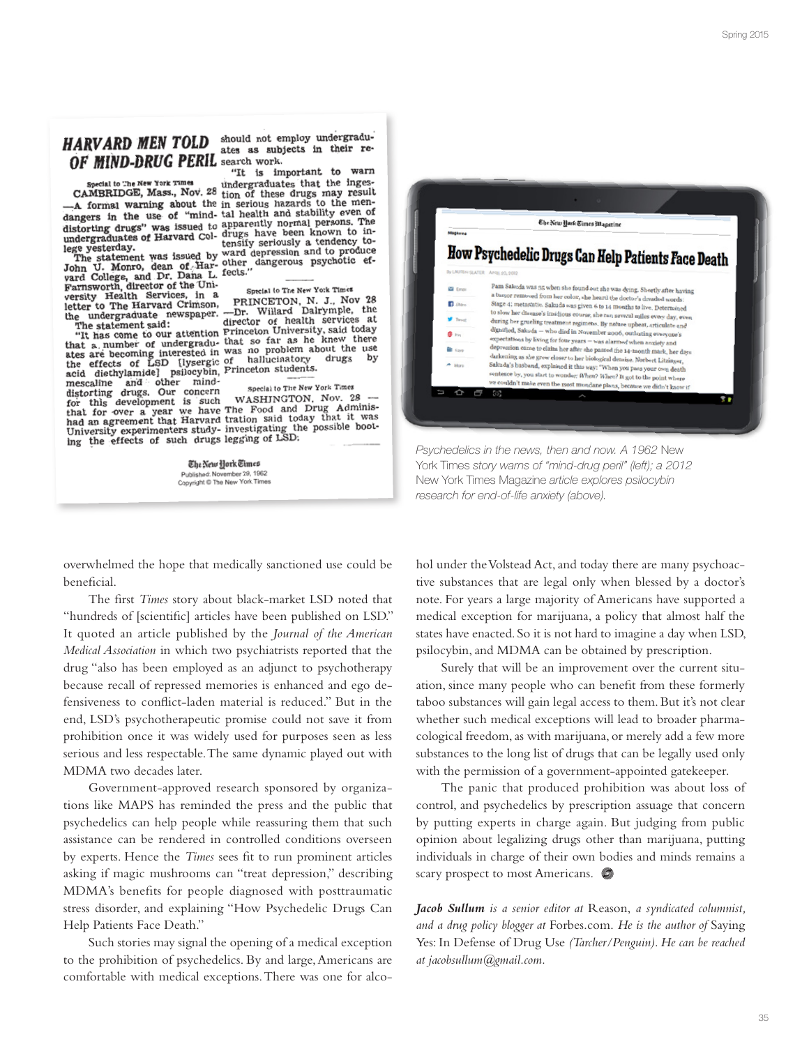*Psychedelics in the news, then and now. A 1962* New York Times *story warns of "mind-drug peril" (left); a 2012* New York Times Magazine *article explores psilocybin research for end-of-life anxiety (above).*

overwhelmed the hope that medically sanctioned use could be beneficial.

The first *Times* story about black-market LSD noted that "hundreds of [scientific] articles have been published on LSD." It quoted an article published by the *Journal of the American Medical Association* in which two psychiatrists reported that the drug "also has been employed as an adjunct to psychotherapy because recall of repressed memories is enhanced and ego defensiveness to conflict-laden material is reduced." But in the end, LSD's psychotherapeutic promise could not save it from prohibition once it was widely used for purposes seen as less serious and less respectable. The same dynamic played out with MDMA two decades later.

Government-approved research sponsored by organizations like MAPS has reminded the press and the public that psychedelics can help people while reassuring them that such assistance can be rendered in controlled conditions overseen by experts. Hence the *Times* sees fit to run prominent articles asking if magic mushrooms can "treat depression," describing MDMA's benefits for people diagnosed with posttraumatic stress disorder, and explaining "How Psychedelic Drugs Can Help Patients Face Death."

Such stories may signal the opening of a medical exception to the prohibition of psychedelics. By and large, Americans are comfortable with medical exceptions. There was one for alcohol under the Volstead Act, and today there are many psychoactive substances that are legal only when blessed by a doctor's note. For years a large majority of Americans have supported a medical exception for marijuana, a policy that almost half the states have enacted. So it is not hard to imagine a day when LSD, psilocybin, and MDMA can be obtained by prescription.

Surely that will be an improvement over the current situation, since many people who can benefit from these formerly taboo substances will gain legal access to them. But it's not clear whether such medical exceptions will lead to broader pharmacological freedom, as with marijuana, or merely add a few more substances to the long list of drugs that can be legally used only with the permission of a government-appointed gatekeeper.

The panic that produced prohibition was about loss of control, and psychedelics by prescription assuage that concern by putting experts in charge again. But judging from public opinion about legalizing drugs other than marijuana, putting individuals in charge of their own bodies and minds remains a scary prospect to most Americans.

***Jacob Sullum*** *is a senior editor at* Reason, *a syndicated columnist, and a drug policy blogger at* Forbes.com. *He is the author of* Saying Yes: In Defense of Drug Use *(Tarcher/Penguin). He can be reached at jacobsullum@gmail.com.*